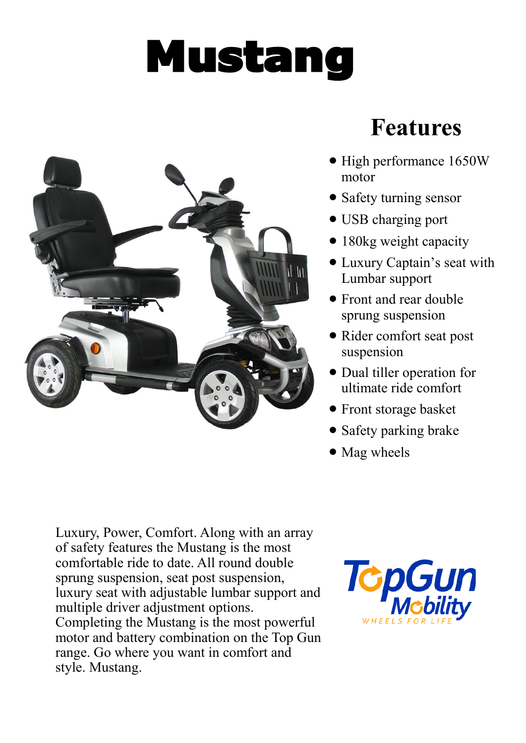# Mustang

## Features

- High performance 1650W motor
- Safety turning sensor
- USB charging port
- 180kg weight capacity
- Luxury Captain's seat with Lumbar support
- Front and rear double sprung suspension
- Rider comfort seat post suspension
- Dual tiller operation for ultimate ride comfort
- Front storage basket
- Safety parking brake
- Mag wheels

Luxury, Power, Comfort. Along with an array of safety features the Mustang is the most comfortable ride to date. All round double sprung suspension, seat post suspension, luxury seat with adjustable lumbar support and multiple driver adjustment options. Completing the Mustang is the most powerful motor and battery combination on the Top Gun range. Go where you want in comfort and style. Mustang.

TopGun Mobility
WHEELS FOR LIFE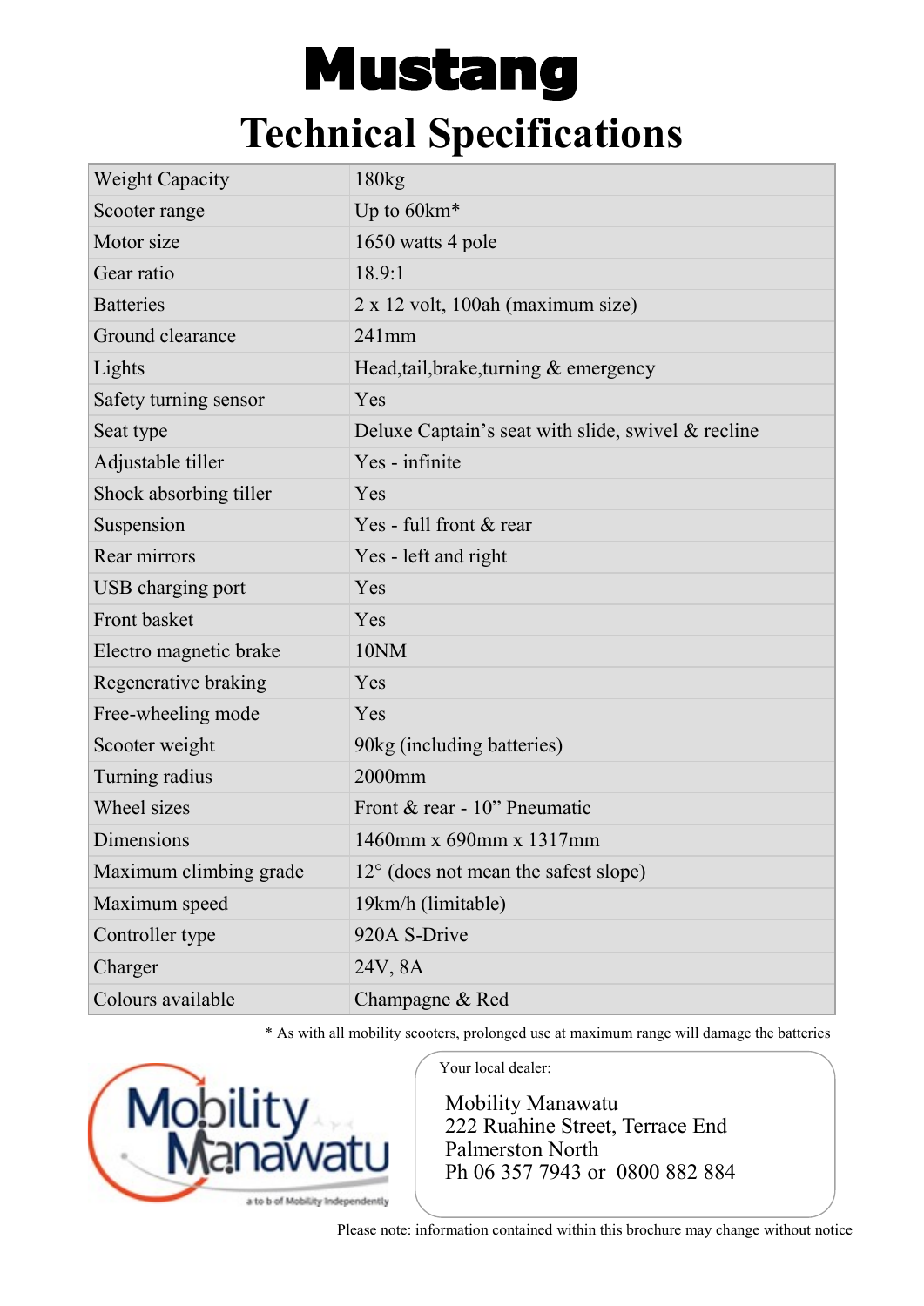# Mustang

## Technical Specifications

| | |
|---|---|
| Weight Capacity | 180kg |
| Scooter range | Up to 60km* |
| Motor size | 1650 watts 4 pole |
| Gear ratio | 18.9:1 |
| Batteries | 2 x 12 volt, 100ah (maximum size) |
| Ground clearance | 241mm |
| Lights | Head,tail,brake,turning & emergency |
| Safety turning sensor | Yes |
| Seat type | Deluxe Captain's seat with slide, swivel & recline |
| Adjustable tiller | Yes - infinite |
| Shock absorbing tiller | Yes |
| Suspension | Yes - full front & rear |
| Rear mirrors | Yes - left and right |
| USB charging port | Yes |
| Front basket | Yes |
| Electro magnetic brake | 10NM |
| Regenerative braking | Yes |
| Free-wheeling mode | Yes |
| Scooter weight | 90kg (including batteries) |
| Turning radius | 2000mm |
| Wheel sizes | Front & rear - 10" Pneumatic |
| Dimensions | 1460mm x 690mm x 1317mm |
| Maximum climbing grade | 12° (does not mean the safest slope) |
| Maximum speed | 19km/h (limitable) |
| Controller type | 920A S-Drive |
| Charger | 24V, 8A |
| Colours available | Champagne & Red |

* As with all mobility scooters, prolonged use at maximum range will damage the batteries

Mobility Manawatu
a to b of Mobility Independently

Your local dealer:

Mobility Manawatu
222 Ruahine Street, Terrace End
Palmerston North
Ph 06 357 7943 or 0800 882 884

Please note: information contained within this brochure may change without notice